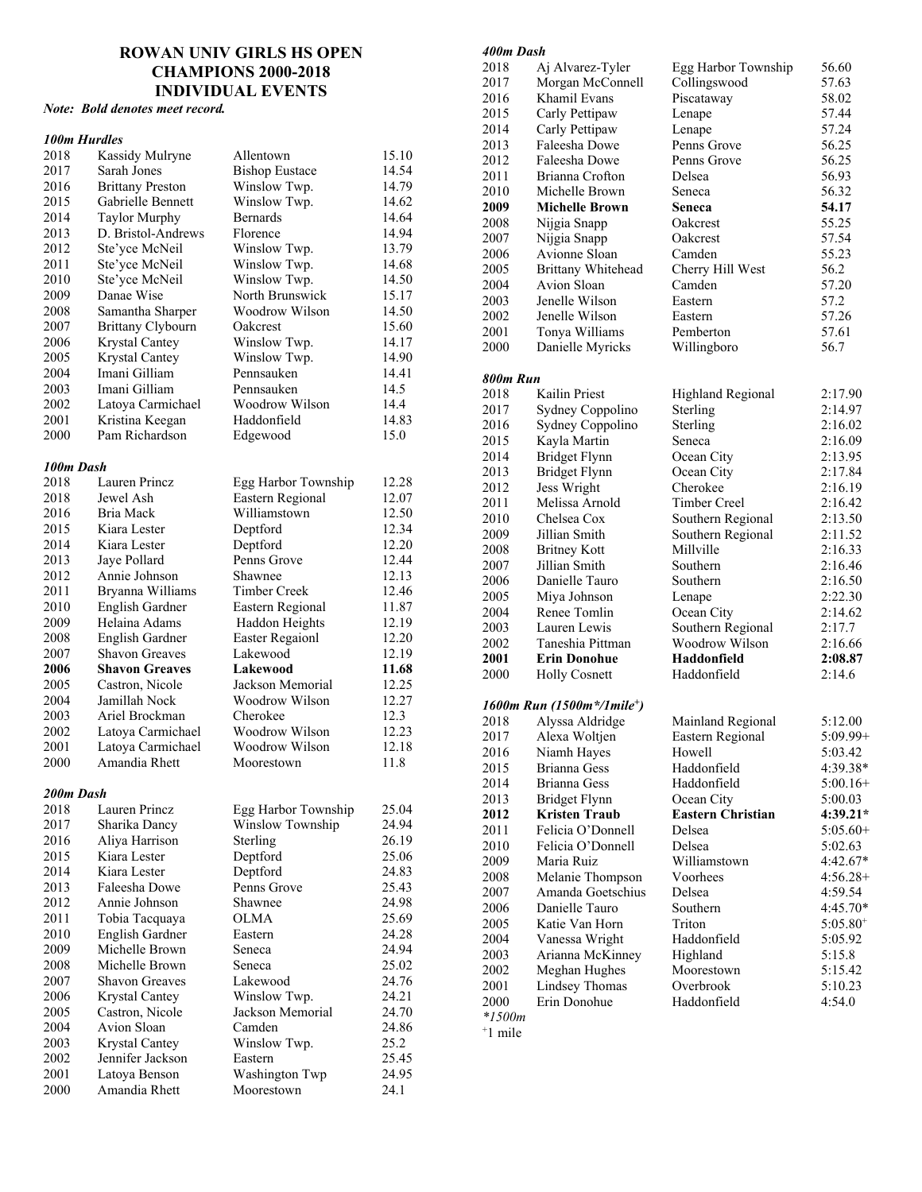# ROWAN UNIV GIRLS HS OPEN CHAMPIONS 2000-2018 INDIVIDUAL EVENTS

***Note: Bold denotes meet record.***

### *100m Hurdles*

| Year | Name | School | Time |
|---|---|---|---|
| 2018 | Kassidy Mulryne | Allentown | 15.10 |
| 2017 | Sarah Jones | Bishop Eustace | 14.54 |
| 2016 | Brittany Preston | Winslow Twp. | 14.79 |
| 2015 | Gabrielle Bennett | Winslow Twp. | 14.62 |
| 2014 | Taylor Murphy | Bernards | 14.64 |
| 2013 | D. Bristol-Andrews | Florence | 14.94 |
| 2012 | Ste'yce McNeil | Winslow Twp. | 13.79 |
| 2011 | Ste'yce McNeil | Winslow Twp. | 14.68 |
| 2010 | Ste'yce McNeil | Winslow Twp. | 14.50 |
| 2009 | Danae Wise | North Brunswick | 15.17 |
| 2008 | Samantha Sharper | Woodrow Wilson | 14.50 |
| 2007 | Brittany Clybourn | Oakcrest | 15.60 |
| 2006 | Krystal Cantey | Winslow Twp. | 14.17 |
| 2005 | Krystal Cantey | Winslow Twp. | 14.90 |
| 2004 | Imani Gilliam | Pennsauken | 14.41 |
| 2003 | Imani Gilliam | Pennsauken | 14.5 |
| 2002 | Latoya Carmichael | Woodrow Wilson | 14.4 |
| 2001 | Kristina Keegan | Haddonfield | 14.83 |
| 2000 | Pam Richardson | Edgewood | 15.0 |

### *100m Dash*

| Year | Name | School | Time |
|---|---|---|---|
| 2018 | Lauren Princz | Egg Harbor Township | 12.28 |
| 2018 | Jewel Ash | Eastern Regional | 12.07 |
| 2016 | Bria Mack | Williamstown | 12.50 |
| 2015 | Kiara Lester | Deptford | 12.34 |
| 2014 | Kiara Lester | Deptford | 12.20 |
| 2013 | Jaye Pollard | Penns Grove | 12.44 |
| 2012 | Annie Johnson | Shawnee | 12.13 |
| 2011 | Bryanna Williams | Timber Creek | 12.46 |
| 2010 | English Gardner | Eastern Regional | 11.87 |
| 2009 | Helaina Adams | Haddon Heights | 12.19 |
| 2008 | English Gardner | Easter Regaionl | 12.20 |
| 2007 | Shavon Greaves | Lakewood | 12.19 |
| **2006** | **Shavon Greaves** | **Lakewood** | **11.68** |
| 2005 | Castron, Nicole | Jackson Memorial | 12.25 |
| 2004 | Jamillah Nock | Woodrow Wilson | 12.27 |
| 2003 | Ariel Brockman | Cherokee | 12.3 |
| 2002 | Latoya Carmichael | Woodrow Wilson | 12.23 |
| 2001 | Latoya Carmichael | Woodrow Wilson | 12.18 |
| 2000 | Amandia Rhett | Moorestown | 11.8 |

### *200m Dash*

| Year | Name | School | Time |
|---|---|---|---|
| 2018 | Lauren Princz | Egg Harbor Township | 25.04 |
| 2017 | Sharika Dancy | Winslow Township | 24.94 |
| 2016 | Aliya Harrison | Sterling | 26.19 |
| 2015 | Kiara Lester | Deptford | 25.06 |
| 2014 | Kiara Lester | Deptford | 24.83 |
| 2013 | Faleesha Dowe | Penns Grove | 25.43 |
| 2012 | Annie Johnson | Shawnee | 24.98 |
| 2011 | Tobia Tacquaya | OLMA | 25.69 |
| 2010 | English Gardner | Eastern | 24.28 |
| 2009 | Michelle Brown | Seneca | 24.94 |
| 2008 | Michelle Brown | Seneca | 25.02 |
| 2007 | Shavon Greaves | Lakewood | 24.76 |
| 2006 | Krystal Cantey | Winslow Twp. | 24.21 |
| 2005 | Castron, Nicole | Jackson Memorial | 24.70 |
| 2004 | Avion Sloan | Camden | 24.86 |
| 2003 | Krystal Cantey | Winslow Twp. | 25.2 |
| 2002 | Jennifer Jackson | Eastern | 25.45 |
| 2001 | Latoya Benson | Washington Twp | 24.95 |
| 2000 | Amandia Rhett | Moorestown | 24.1 |

### *400m Dash*

| Year | Name | School | Time |
|---|---|---|---|
| 2018 | Aj Alvarez-Tyler | Egg Harbor Township | 56.60 |
| 2017 | Morgan McConnell | Collingswood | 57.63 |
| 2016 | Khamil Evans | Piscataway | 58.02 |
| 2015 | Carly Pettipaw | Lenape | 57.44 |
| 2014 | Carly Pettipaw | Lenape | 57.24 |
| 2013 | Faleesha Dowe | Penns Grove | 56.25 |
| 2012 | Faleesha Dowe | Penns Grove | 56.25 |
| 2011 | Brianna Crofton | Delsea | 56.93 |
| 2010 | Michelle Brown | Seneca | 56.32 |
| **2009** | **Michelle Brown** | **Seneca** | **54.17** |
| 2008 | Nijgia Snapp | Oakcrest | 55.25 |
| 2007 | Nijgia Snapp | Oakcrest | 57.54 |
| 2006 | Avionne Sloan | Camden | 55.23 |
| 2005 | Brittany Whitehead | Cherry Hill West | 56.2 |
| 2004 | Avion Sloan | Camden | 57.20 |
| 2003 | Jenelle Wilson | Eastern | 57.2 |
| 2002 | Jenelle Wilson | Eastern | 57.26 |
| 2001 | Tonya Williams | Pemberton | 57.61 |
| 2000 | Danielle Myricks | Willingboro | 56.7 |

### *800m Run*

| Year | Name | School | Time |
|---|---|---|---|
| 2018 | Kailin Priest | Highland Regional | 2:17.90 |
| 2017 | Sydney Coppolino | Sterling | 2:14.97 |
| 2016 | Sydney Coppolino | Sterling | 2:16.02 |
| 2015 | Kayla Martin | Seneca | 2:16.09 |
| 2014 | Bridget Flynn | Ocean City | 2:13.95 |
| 2013 | Bridget Flynn | Ocean City | 2:17.84 |
| 2012 | Jess Wright | Cherokee | 2:16.19 |
| 2011 | Melissa Arnold | Timber Creel | 2:16.42 |
| 2010 | Chelsea Cox | Southern Regional | 2:13.50 |
| 2009 | Jillian Smith | Southern Regional | 2:11.52 |
| 2008 | Britney Kott | Millville | 2:16.33 |
| 2007 | Jillian Smith | Southern | 2:16.46 |
| 2006 | Danielle Tauro | Southern | 2:16.50 |
| 2005 | Miya Johnson | Lenape | 2:22.30 |
| 2004 | Renee Tomlin | Ocean City | 2:14.62 |
| 2003 | Lauren Lewis | Southern Regional | 2:17.7 |
| 2002 | Taneshia Pittman | Woodrow Wilson | 2:16.66 |
| **2001** | **Erin Donohue** | **Haddonfield** | **2:08.87** |
| 2000 | Holly Cosnett | Haddonfield | 2:14.6 |

### *1600m Run (1500m\*/1mile+)*

| Year | Name | School | Time |
|---|---|---|---|
| 2018 | Alyssa Aldridge | Mainland Regional | 5:12.00 |
| 2017 | Alexa Woltjen | Eastern Regional | 5:09.99+ |
| 2016 | Niamh Hayes | Howell | 5:03.42 |
| 2015 | Brianna Gess | Haddonfield | 4:39.38* |
| 2014 | Brianna Gess | Haddonfield | 5:00.16+ |
| 2013 | Bridget Flynn | Ocean City | 5:00.03 |
| **2012** | **Kristen Traub** | **Eastern Christian** | **4:39.21*** |
| 2011 | Felicia O'Donnell | Delsea | 5:05.60+ |
| 2010 | Felicia O'Donnell | Delsea | 5:02.63 |
| 2009 | Maria Ruiz | Williamstown | 4:42.67* |
| 2008 | Melanie Thompson | Voorhees | 4:56.28+ |
| 2007 | Amanda Goetschius | Delsea | 4:59.54 |
| 2006 | Danielle Tauro | Southern | 4:45.70* |
| 2005 | Katie Van Horn | Triton | 5:05.80+ |
| 2004 | Vanessa Wright | Haddonfield | 5:05.92 |
| 2003 | Arianna McKinney | Highland | 5:15.8 |
| 2002 | Meghan Hughes | Moorestown | 5:15.42 |
| 2001 | Lindsey Thomas | Overbrook | 5:10.23 |
| 2000 | Erin Donohue | Haddonfield | 4:54.0 |

*\*1500m*

+1 mile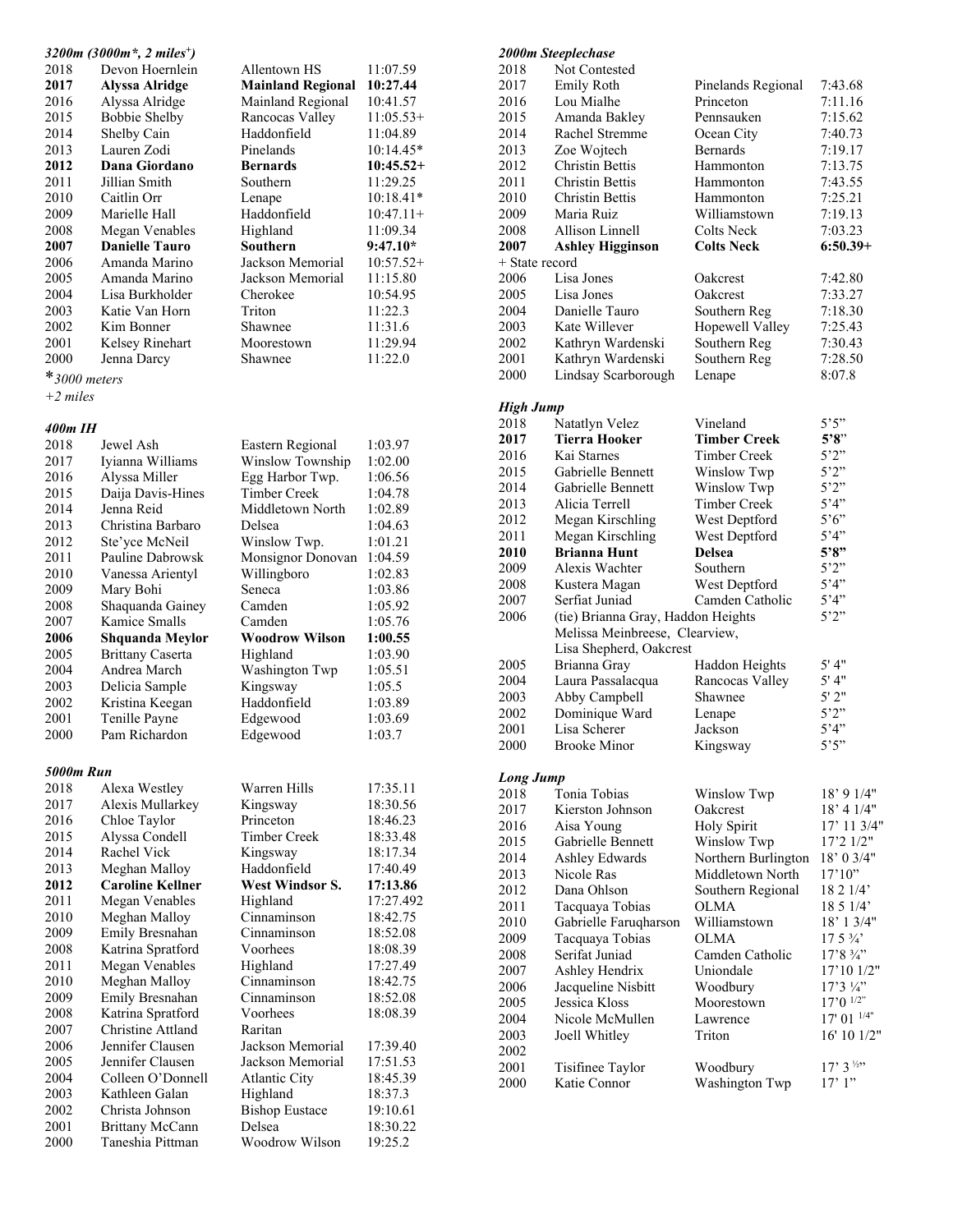### *3200m (3000m\*, 2 miles+)*

| Year | Name | School | Time |
|---|---|---|---|
| 2018 | Devon Hoernlein | Allentown HS | 11:07.59 |
| **2017** | **Alyssa Alridge** | **Mainland Regional** | **10:27.44** |
| 2016 | Alyssa Alridge | Mainland Regional | 10:41.57 |
| 2015 | Bobbie Shelby | Rancocas Valley | 11:05.53+ |
| 2014 | Shelby Cain | Haddonfield | 11:04.89 |
| 2013 | Lauren Zodi | Pinelands | 10:14.45* |
| **2012** | **Dana Giordano** | **Bernards** | **10:45.52+** |
| 2011 | Jillian Smith | Southern | 11:29.25 |
| 2010 | Caitlin Orr | Lenape | 10:18.41* |
| 2009 | Marielle Hall | Haddonfield | 10:47.11+ |
| 2008 | Megan Venables | Highland | 11:09.34 |
| **2007** | **Danielle Tauro** | **Southern** | **9:47.10*** |
| 2006 | Amanda Marino | Jackson Memorial | 10:57.52+ |
| 2005 | Amanda Marino | Jackson Memorial | 11:15.80 |
| 2004 | Lisa Burkholder | Cherokee | 10:54.95 |
| 2003 | Katie Van Horn | Triton | 11:22.3 |
| 2002 | Kim Bonner | Shawnee | 11:31.6 |
| 2001 | Kelsey Rinehart | Moorestown | 11:29.94 |
| 2000 | Jenna Darcy | Shawnee | 11:22.0 |

*\*3000 meters*

*+2 miles*

### *400m IH*

| Year | Name | School | Time |
|---|---|---|---|
| 2018 | Jewel Ash | Eastern Regional | 1:03.97 |
| 2017 | Iyianna Williams | Winslow Township | 1:02.00 |
| 2016 | Alyssa Miller | Egg Harbor Twp. | 1:06.56 |
| 2015 | Daija Davis-Hines | Timber Creek | 1:04.78 |
| 2014 | Jenna Reid | Middletown North | 1:02.89 |
| 2013 | Christina Barbaro | Delsea | 1:04.63 |
| 2012 | Ste'yce McNeil | Winslow Twp. | 1:01.21 |
| 2011 | Pauline Dabrowsk | Monsignor Donovan | 1:04.59 |
| 2010 | Vanessa Arientyl | Willingboro | 1:02.83 |
| 2009 | Mary Bohi | Seneca | 1:03.86 |
| 2008 | Shaquanda Gainey | Camden | 1:05.92 |
| 2007 | Kamice Smalls | Camden | 1:05.76 |
| **2006** | **Shquanda Meylor** | **Woodrow Wilson** | **1:00.55** |
| 2005 | Brittany Caserta | Highland | 1:03.90 |
| 2004 | Andrea March | Washington Twp | 1:05.51 |
| 2003 | Delicia Sample | Kingsway | 1:05.5 |
| 2002 | Kristina Keegan | Haddonfield | 1:03.89 |
| 2001 | Tenille Payne | Edgewood | 1:03.69 |
| 2000 | Pam Richardon | Edgewood | 1:03.7 |

### *5000m Run*

| Year | Name | School | Time |
|---|---|---|---|
| 2018 | Alexa Westley | Warren Hills | 17:35.11 |
| 2017 | Alexis Mullarkey | Kingsway | 18:30.56 |
| 2016 | Chloe Taylor | Princeton | 18:46.23 |
| 2015 | Alyssa Condell | Timber Creek | 18:33.48 |
| 2014 | Rachel Vick | Kingsway | 18:17.34 |
| 2013 | Meghan Malloy | Haddonfield | 17:40.49 |
| **2012** | **Caroline Kellner** | **West Windsor S.** | **17:13.86** |
| 2011 | Megan Venables | Highland | 17:27.492 |
| 2010 | Meghan Malloy | Cinnaminson | 18:42.75 |
| 2009 | Emily Bresnahan | Cinnaminson | 18:52.08 |
| 2008 | Katrina Spratford | Voorhees | 18:08.39 |
| 2011 | Megan Venables | Highland | 17:27.49 |
| 2010 | Meghan Malloy | Cinnaminson | 18:42.75 |
| 2009 | Emily Bresnahan | Cinnaminson | 18:52.08 |
| 2008 | Katrina Spratford | Voorhees | 18:08.39 |
| 2007 | Christine Attland | Raritan | |
| 2006 | Jennifer Clausen | Jackson Memorial | 17:39.40 |
| 2005 | Jennifer Clausen | Jackson Memorial | 17:51.53 |
| 2004 | Colleen O'Donnell | Atlantic City | 18:45.39 |
| 2003 | Kathleen Galan | Highland | 18:37.3 |
| 2002 | Christa Johnson | Bishop Eustace | 19:10.61 |
| 2001 | Brittany McCann | Delsea | 18:30.22 |
| 2000 | Taneshia Pittman | Woodrow Wilson | 19:25.2 |

### *2000m Steeplechase*

| Year | Name | School | Time |
|---|---|---|---|
| 2018 | Not Contested | | |
| 2017 | Emily Roth | Pinelands Regional | 7:43.68 |
| 2016 | Lou Mialhe | Princeton | 7:11.16 |
| 2015 | Amanda Bakley | Pennsauken | 7:15.62 |
| 2014 | Rachel Stremme | Ocean City | 7:40.73 |
| 2013 | Zoe Wojtech | Bernards | 7:19.17 |
| 2012 | Christin Bettis | Hammonton | 7:13.75 |
| 2011 | Christin Bettis | Hammonton | 7:43.55 |
| 2010 | Christin Bettis | Hammonton | 7:25.21 |
| 2009 | Maria Ruiz | Williamstown | 7:19.13 |
| 2008 | Allison Linnell | Colts Neck | 7:03.23 |
| **2007** | **Ashley Higginson** | **Colts Neck** | **6:50.39+** |
| + State record | | | |
| 2006 | Lisa Jones | Oakcrest | 7:42.80 |
| 2005 | Lisa Jones | Oakcrest | 7:33.27 |
| 2004 | Danielle Tauro | Southern Reg | 7:18.30 |
| 2003 | Kate Willever | Hopewell Valley | 7:25.43 |
| 2002 | Kathryn Wardenski | Southern Reg | 7:30.43 |
| 2001 | Kathryn Wardenski | Southern Reg | 7:28.50 |
| 2000 | Lindsay Scarborough | Lenape | 8:07.8 |

### *High Jump*

| Year | Name | School | Height |
|---|---|---|---|
| 2018 | Natatlyn Velez | Vineland | 5'5" |
| **2017** | **Tierra Hooker** | **Timber Creek** | **5'8"** |
| 2016 | Kai Starnes | Timber Creek | 5'2" |
| 2015 | Gabrielle Bennett | Winslow Twp | 5'2" |
| 2014 | Gabrielle Bennett | Winslow Twp | 5'2" |
| 2013 | Alicia Terrell | Timber Creek | 5'4" |
| 2012 | Megan Kirschling | West Deptford | 5'6" |
| 2011 | Megan Kirschling | West Deptford | 5'4" |
| **2010** | **Brianna Hunt** | **Delsea** | **5'8"** |
| 2009 | Alexis Wachter | Southern | 5'2" |
| 2008 | Kustera Magan | West Deptford | 5'4" |
| 2007 | Serfiat Juniad | Camden Catholic | 5'4" |
| 2006 | (tie) Brianna Gray, Haddon Heights; Melissa Meinbreese, Clearview; Lisa Shepherd, Oakcrest | | 5'2" |
| 2005 | Brianna Gray | Haddon Heights | 5' 4" |
| 2004 | Laura Passalacqua | Rancocas Valley | 5' 4" |
| 2003 | Abby Campbell | Shawnee | 5' 2" |
| 2002 | Dominique Ward | Lenape | 5'2" |
| 2001 | Lisa Scherer | Jackson | 5'4" |
| 2000 | Brooke Minor | Kingsway | 5'5" |

### *Long Jump*

| Year | Name | School | Distance |
|---|---|---|---|
| 2018 | Tonia Tobias | Winslow Twp | 18' 9 1/4" |
| 2017 | Kierston Johnson | Oakcrest | 18' 4 1/4" |
| 2016 | Aisa Young | Holy Spirit | 17' 11 3/4" |
| 2015 | Gabrielle Bennett | Winslow Twp | 17'2 1/2" |
| 2014 | Ashley Edwards | Northern Burlington | 18' 0 3/4" |
| 2013 | Nicole Ras | Middletown North | 17'10" |
| 2012 | Dana Ohlson | Southern Regional | 18 2 1/4' |
| 2011 | Tacquaya Tobias | OLMA | 18 5 1/4' |
| 2010 | Gabrielle Faruqharson | Williamstown | 18' 1 3/4" |
| 2009 | Tacquaya Tobias | OLMA | 17 5 ¾' |
| 2008 | Serifat Juniad | Camden Catholic | 17'8 ¾" |
| 2007 | Ashley Hendrix | Uniondale | 17'10 1/2" |
| 2006 | Jacqueline Nisbitt | Woodbury | 17'3 ¼" |
| 2005 | Jessica Kloss | Moorestown | 17'0 1/2" |
| 2004 | Nicole McMullen | Lawrence | 17' 01 1/4" |
| 2003 | Joell Whitley | Triton | 16' 10 1/2" |
| 2002 | | | |
| 2001 | Tisifinee Taylor | Woodbury | 17' 3 ½" |
| 2000 | Katie Connor | Washington Twp | 17' 1" |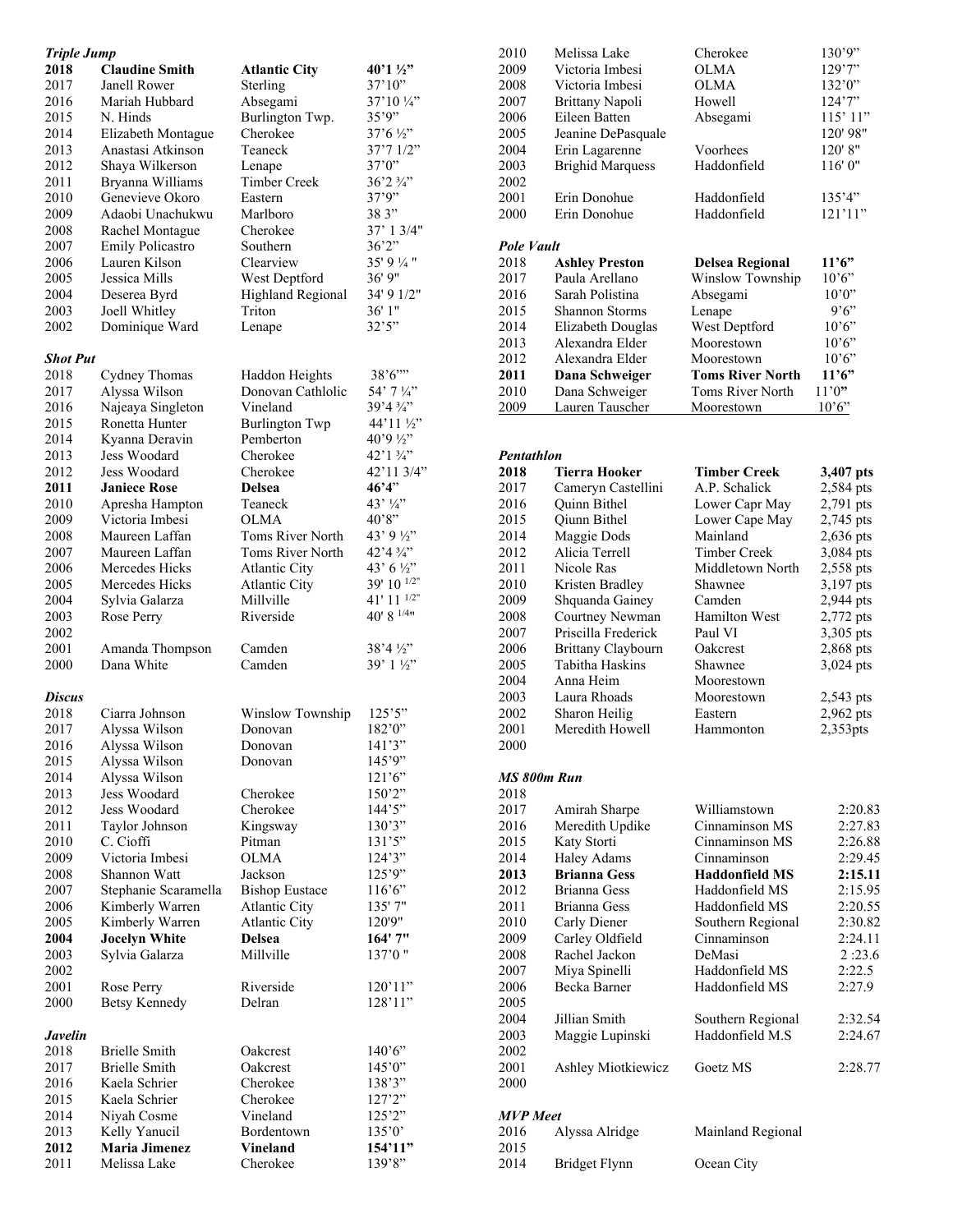### *Triple Jump*

| | | | |
|---|---|---|---|
| **2018** | **Claudine Smith** | **Atlantic City** | **40'1 ½"** |
| 2017 | Janell Rower | Sterling | 37'10" |
| 2016 | Mariah Hubbard | Absegami | 37'10 ¼" |
| 2015 | N. Hinds | Burlington Twp. | 35'9" |
| 2014 | Elizabeth Montague | Cherokee | 37'6 ½" |
| 2013 | Anastasi Atkinson | Teaneck | 37'7 1/2" |
| 2012 | Shaya Wilkerson | Lenape | 37'0" |
| 2011 | Bryanna Williams | Timber Creek | 36'2 ¾" |
| 2010 | Genevieve Okoro | Eastern | 37'9" |
| 2009 | Adaobi Unachukwu | Marlboro | 38 3" |
| 2008 | Rachel Montague | Cherokee | 37' 1 3/4" |
| 2007 | Emily Policastro | Southern | 36'2" |
| 2006 | Lauren Kilson | Clearview | 35' 9 ¼ " |
| 2005 | Jessica Mills | West Deptford | 36' 9" |
| 2004 | Deserea Byrd | Highland Regional | 34' 9 1/2" |
| 2003 | Joell Whitley | Triton | 36' 1" |
| 2002 | Dominique Ward | Lenape | 32'5" |

### *Shot Put*

| | | | |
|---|---|---|---|
| 2018 | Cydney Thomas | Haddon Heights | 38'6"" |
| 2017 | Alyssa Wilson | Donovan Cathlolic | 54' 7 ¼" |
| 2016 | Najeaya Singleton | Vineland | 39'4 ¾" |
| 2015 | Ronetta Hunter | Burlington Twp | 44'11 ½" |
| 2014 | Kyanna Deravin | Pemberton | 40'9 ½" |
| 2013 | Jess Woodard | Cherokee | 42'1 ¾" |
| 2012 | Jess Woodard | Cherokee | 42'11 3/4" |
| **2011** | **Janiece Rose** | **Delsea** | **46'4"** |
| 2010 | Apresha Hampton | Teaneck | 43' ¼" |
| 2009 | Victoria Imbesi | OLMA | 40'8" |
| 2008 | Maureen Laffan | Toms River North | 43' 9 ½" |
| 2007 | Maureen Laffan | Toms River North | 42'4 ¾" |
| 2006 | Mercedes Hicks | Atlantic City | 43' 6 ½" |
| 2005 | Mercedes Hicks | Atlantic City | 39' 10 1/2" |
| 2004 | Sylvia Galarza | Millville | 41' 11 1/2" |
| 2003 | Rose Perry | Riverside | 40' 8 1/4" |
| 2002 | | | |
| 2001 | Amanda Thompson | Camden | 38'4 ½" |
| 2000 | Dana White | Camden | 39' 1 ½" |

### *Discus*

| | | | |
|---|---|---|---|
| 2018 | Ciarra Johnson | Winslow Township | 125'5" |
| 2017 | Alyssa Wilson | Donovan | 182'0" |
| 2016 | Alyssa Wilson | Donovan | 141'3" |
| 2015 | Alyssa Wilson | Donovan | 145'9" |
| 2014 | Alyssa Wilson | | 121'6" |
| 2013 | Jess Woodard | Cherokee | 150'2" |
| 2012 | Jess Woodard | Cherokee | 144'5" |
| 2011 | Taylor Johnson | Kingsway | 130'3" |
| 2010 | C. Cioffi | Pitman | 131'5" |
| 2009 | Victoria Imbesi | OLMA | 124'3" |
| 2008 | Shannon Watt | Jackson | 125'9" |
| 2007 | Stephanie Scaramella | Bishop Eustace | 116'6" |
| 2006 | Kimberly Warren | Atlantic City | 135' 7" |
| 2005 | Kimberly Warren | Atlantic City | 120'9" |
| **2004** | **Jocelyn White** | **Delsea** | **164' 7"** |
| 2003 | Sylvia Galarza | Millville | 137'0 " |
| 2002 | | | |
| 2001 | Rose Perry | Riverside | 120'11" |
| 2000 | Betsy Kennedy | Delran | 128'11" |

### *Javelin*

| | | | |
|---|---|---|---|
| 2018 | Brielle Smith | Oakcrest | 140'6" |
| 2017 | Brielle Smith | Oakcrest | 145'0" |
| 2016 | Kaela Schrier | Cherokee | 138'3" |
| 2015 | Kaela Schrier | Cherokee | 127'2" |
| 2014 | Niyah Cosme | Vineland | 125'2" |
| 2013 | Kelly Yanucil | Bordentown | 135'0' |
| **2012** | **Maria Jimenez** | **Vineland** | **154'11"** |
| 2011 | Melissa Lake | Cherokee | 139'8" |
| 2010 | Melissa Lake | Cherokee | 130'9" |
| 2009 | Victoria Imbesi | OLMA | 129'7" |
| 2008 | Victoria Imbesi | OLMA | 132'0" |
| 2007 | Brittany Napoli | Howell | 124'7" |
| 2006 | Eileen Batten | Absegami | 115' 11" |
| 2005 | Jeanine DePasquale | | 120' 98" |
| 2004 | Erin Lagarenne | Voorhees | 120' 8" |
| 2003 | Brighid Marquess | Haddonfield | 116' 0" |
| 2002 | | | |
| 2001 | Erin Donohue | Haddonfield | 135'4" |
| 2000 | Erin Donohue | Haddonfield | 121'11" |

### *Pole Vault*

| | | | |
|---|---|---|---|
| **2018** | **Ashley Preston** | **Delsea Regional** | **11'6"** |
| 2017 | Paula Arellano | Winslow Township | 10'6" |
| 2016 | Sarah Polistina | Absegami | 10'0" |
| 2015 | Shannon Storms | Lenape | 9'6" |
| 2014 | Elizabeth Douglas | West Deptford | 10'6" |
| 2013 | Alexandra Elder | Moorestown | 10'6" |
| 2012 | Alexandra Elder | Moorestown | 10'6" |
| **2011** | **Dana Schweiger** | **Toms River North** | **11'6"** |
| 2010 | Dana Schweiger | Toms River North | 11'0" |
| 2009 | Lauren Tauscher | Moorestown | 10'6" |

### *Pentathlon*

| | | | |
|---|---|---|---|
| **2018** | **Tierra Hooker** | **Timber Creek** | **3,407 pts** |
| 2017 | Cameryn Castellini | A.P. Schalick | 2,584 pts |
| 2016 | Quinn Bithel | Lower Capr May | 2,791 pts |
| 2015 | Qiunn Bithel | Lower Cape May | 2,745 pts |
| 2014 | Maggie Dods | Mainland | 2,636 pts |
| 2012 | Alicia Terrell | Timber Creek | 3,084 pts |
| 2011 | Nicole Ras | Middletown North | 2,558 pts |
| 2010 | Kristen Bradley | Shawnee | 3,197 pts |
| 2009 | Shquanda Gainey | Camden | 2,944 pts |
| 2008 | Courtney Newman | Hamilton West | 2,772 pts |
| 2007 | Priscilla Frederick | Paul VI | 3,305 pts |
| 2006 | Brittany Claybourn | Oakcrest | 2,868 pts |
| 2005 | Tabitha Haskins | Shawnee | 3,024 pts |
| 2004 | Anna Heim | Moorestown | |
| 2003 | Laura Rhoads | Moorestown | 2,543 pts |
| 2002 | Sharon Heilig | Eastern | 2,962 pts |
| 2001 | Meredith Howell | Hammonton | 2,353pts |
| 2000 | | | |

### *MS 800m Run*

| | | | |
|---|---|---|---|
| 2018 | | | |
| 2017 | Amirah Sharpe | Williamstown | 2:20.83 |
| 2016 | Meredith Updike | Cinnaminson MS | 2:27.83 |
| 2015 | Katy Storti | Cinnaminson MS | 2:26.88 |
| 2014 | Haley Adams | Cinnaminson | 2:29.45 |
| **2013** | **Brianna Gess** | **Haddonfield MS** | **2:15.11** |
| 2012 | Brianna Gess | Haddonfield MS | 2:15.95 |
| 2011 | Brianna Gess | Haddonfield MS | 2:20.55 |
| 2010 | Carly Diener | Southern Regional | 2:30.82 |
| 2009 | Carley Oldfield | Cinnaminson | 2:24.11 |
| 2008 | Rachel Jackon | DeMasi | 2 :23.6 |
| 2007 | Miya Spinelli | Haddonfield MS | 2:22.5 |
| 2006 | Becka Barner | Haddonfield MS | 2:27.9 |
| 2005 | | | |
| 2004 | Jillian Smith | Southern Regional | 2:32.54 |
| 2003 | Maggie Lupinski | Haddonfield M.S | 2:24.67 |
| 2002 | | | |
| 2001 | Ashley Miotkiewicz | Goetz MS | 2:28.77 |
| 2000 | | | |

### *MVP Meet*

| | | |
|---|---|---|
| 2016 | Alyssa Alridge | Mainland Regional |
| 2015 | | |
| 2014 | Bridget Flynn | Ocean City |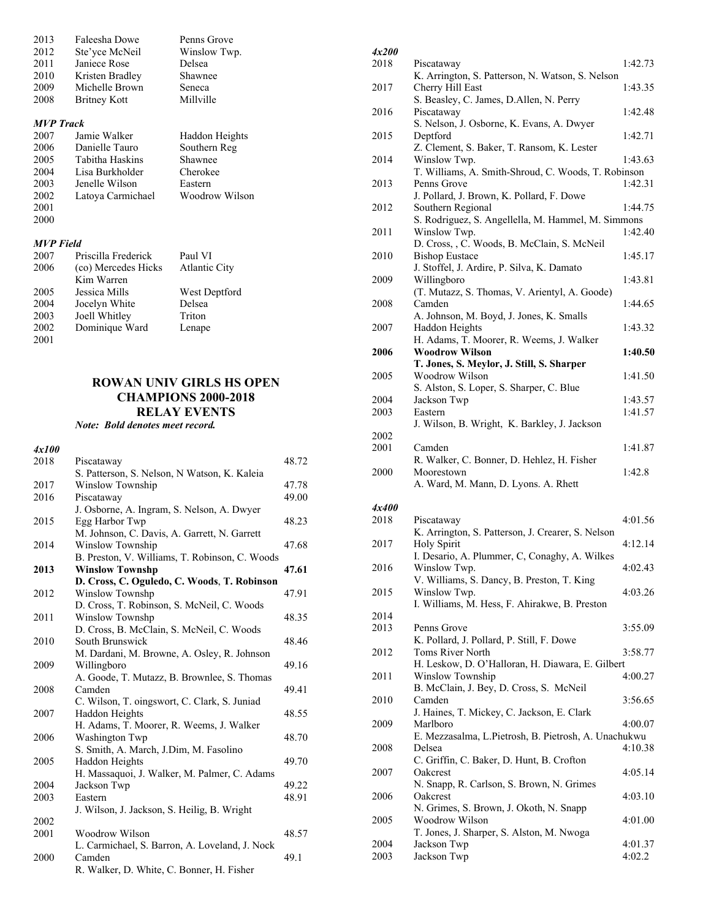| | | |
|---|---|---|
| 2013 | Faleesha Dowe | Penns Grove |
| 2012 | Ste'yce McNeil | Winslow Twp. |
| 2011 | Janiece Rose | Delsea |
| 2010 | Kristen Bradley | Shawnee |
| 2009 | Michelle Brown | Seneca |
| 2008 | Britney Kott | Millville |

***MVP Track***

| | | |
|---|---|---|
| 2007 | Jamie Walker | Haddon Heights |
| 2006 | Danielle Tauro | Southern Reg |
| 2005 | Tabitha Haskins | Shawnee |
| 2004 | Lisa Burkholder | Cherokee |
| 2003 | Jenelle Wilson | Eastern |
| 2002 | Latoya Carmichael | Woodrow Wilson |
| 2001 | | |
| 2000 | | |

***MVP Field***

| | | |
|---|---|---|
| 2007 | Priscilla Frederick | Paul VI |
| 2006 | (co) Mercedes Hicks | Atlantic City |
| | Kim Warren | |
| 2005 | Jessica Mills | West Deptford |
| 2004 | Jocelyn White | Delsea |
| 2003 | Joell Whitley | Triton |
| 2002 | Dominique Ward | Lenape |
| 2001 | | |

## ROWAN UNIV GIRLS HS OPEN CHAMPIONS 2000-2018 RELAY EVENTS

***Note: Bold denotes meet record.***

***4x100***

| | | |
|---|---|---|
| 2018 | Piscataway | 48.72 |
| | S. Patterson, S. Nelson, N Watson, K. Kaleia | |
| 2017 | Winslow Township | 47.78 |
| 2016 | Piscataway | 49.00 |
| | J. Osborne, A. Ingram, S. Nelson, A. Dwyer | |
| 2015 | Egg Harbor Twp | 48.23 |
| | M. Johnson, C. Davis, A. Garrett, N. Garrett | |
| 2014 | Winslow Township | 47.68 |
| | B. Preston, V. Williams, T. Robinson, C. Woods | |
| **2013** | **Winslow Townshp** | **47.61** |
| | **D. Cross, C. Oguledo, C. Woods, T. Robinson** | |
| 2012 | Winslow Townshp | 47.91 |
| | D. Cross, T. Robinson, S. McNeil, C. Woods | |
| 2011 | Winslow Townshp | 48.35 |
| | D. Cross, B. McClain, S. McNeil, C. Woods | |
| 2010 | South Brunswick | 48.46 |
| | M. Dardani, M. Browne, A. Osley, R. Johnson | |
| 2009 | Willingboro | 49.16 |
| | A. Goode, T. Mutazz, B. Brownlee, S. Thomas | |
| 2008 | Camden | 49.41 |
| | C. Wilson, T. oingswort, C. Clark, S. Juniad | |
| 2007 | Haddon Heights | 48.55 |
| | H. Adams, T. Moorer, R. Weems, J. Walker | |
| 2006 | Washington Twp | 48.70 |
| | S. Smith, A. March, J.Dim, M. Fasolino | |
| 2005 | Haddon Heights | 49.70 |
| | H. Massaquoi, J. Walker, M. Palmer, C. Adams | |
| 2004 | Jackson Twp | 49.22 |
| 2003 | Eastern | 48.91 |
| | J. Wilson, J. Jackson, S. Heilig, B. Wright | |
| 2002 | | |
| 2001 | Woodrow Wilson | 48.57 |
| | L. Carmichael, S. Barron, A. Loveland, J. Nock | |
| 2000 | Camden | 49.1 |
| | R. Walker, D. White, C. Bonner, H. Fisher | |

***4x200***

| | | |
|---|---|---|
| 2018 | Piscataway | 1:42.73 |
| | K. Arrington, S. Patterson, N. Watson, S. Nelson | |
| 2017 | Cherry Hill East | 1:43.35 |
| | S. Beasley, C. James, D.Allen, N. Perry | |
| 2016 | Piscataway | 1:42.48 |
| | S. Nelson, J. Osborne, K. Evans, A. Dwyer | |
| 2015 | Deptford | 1:42.71 |
| | Z. Clement, S. Baker, T. Ransom, K. Lester | |
| 2014 | Winslow Twp. | 1:43.63 |
| | T. Williams, A. Smith-Shroud, C. Woods, T. Robinson | |
| 2013 | Penns Grove | 1:42.31 |
| | J. Pollard, J. Brown, K. Pollard, F. Dowe | |
| 2012 | Southern Regional | 1:44.75 |
| | S. Rodriguez, S. Angellella, M. Hammel, M. Simmons | |
| 2011 | Winslow Twp. | 1:42.40 |
| | D. Cross, , C. Woods, B. McClain, S. McNeil | |
| 2010 | Bishop Eustace | 1:45.17 |
| | J. Stoffel, J. Ardire, P. Silva, K. Damato | |
| 2009 | Willingboro | 1:43.81 |
| | (T. Mutazz, S. Thomas, V. Arientyl, A. Goode) | |
| 2008 | Camden | 1:44.65 |
| | A. Johnson, M. Boyd, J. Jones, K. Smalls | |
| 2007 | Haddon Heights | 1:43.32 |
| | H. Adams, T. Moorer, R. Weems, J. Walker | |
| **2006** | **Woodrow Wilson** | **1:40.50** |
| | **T. Jones, S. Meylor, J. Still, S. Sharper** | |
| 2005 | Woodrow Wilson | 1:41.50 |
| | S. Alston, S. Loper, S. Sharper, C. Blue | |
| 2004 | Jackson Twp | 1:43.57 |
| 2003 | Eastern | 1:41.57 |
| | J. Wilson, B. Wright, K. Barkley, J. Jackson | |
| 2002 | | |
| 2001 | Camden | 1:41.87 |
| | R. Walker, C. Bonner, D. Hehlez, H. Fisher | |
| 2000 | Moorestown | 1:42.8 |
| | A. Ward, M. Mann, D. Lyons. A. Rhett | |

***4x400***

| | | |
|---|---|---|
| 2018 | Piscataway | 4:01.56 |
| | K. Arrington, S. Patterson, J. Crearer, S. Nelson | |
| 2017 | Holy Spirit | 4:12.14 |
| | I. Desario, A. Plummer, C, Conaghy, A. Wilkes | |
| 2016 | Winslow Twp. | 4:02.43 |
| | V. Williams, S. Dancy, B. Preston, T. King | |
| 2015 | Winslow Twp. | 4:03.26 |
| | I. Williams, M. Hess, F. Ahirakwe, B. Preston | |
| 2014 | | |
| 2013 | Penns Grove | 3:55.09 |
| | K. Pollard, J. Pollard, P. Still, F. Dowe | |
| 2012 | Toms River North | 3:58.77 |
| | H. Leskow, D. O'Halloran, H. Diawara, E. Gilbert | |
| 2011 | Winslow Township | 4:00.27 |
| | B. McClain, J. Bey, D. Cross, S. McNeil | |
| 2010 | Camden | 3:56.65 |
| | J. Haines, T. Mickey, C. Jackson, E. Clark | |
| 2009 | Marlboro | 4:00.07 |
| | E. Mezzasalma, L.Pietrosh, B. Pietrosh, A. Unachukwu | |
| 2008 | Delsea | 4:10.38 |
| | C. Griffin, C. Baker, D. Hunt, B. Crofton | |
| 2007 | Oakcrest | 4:05.14 |
| | N. Snapp, R. Carlson, S. Brown, N. Grimes | |
| 2006 | Oakcrest | 4:03.10 |
| | N. Grimes, S. Brown, J. Okoth, N. Snapp | |
| 2005 | Woodrow Wilson | 4:01.00 |
| | T. Jones, J. Sharper, S. Alston, M. Nwoga | |
| 2004 | Jackson Twp | 4:01.37 |
| 2003 | Jackson Twp | 4:02.2 |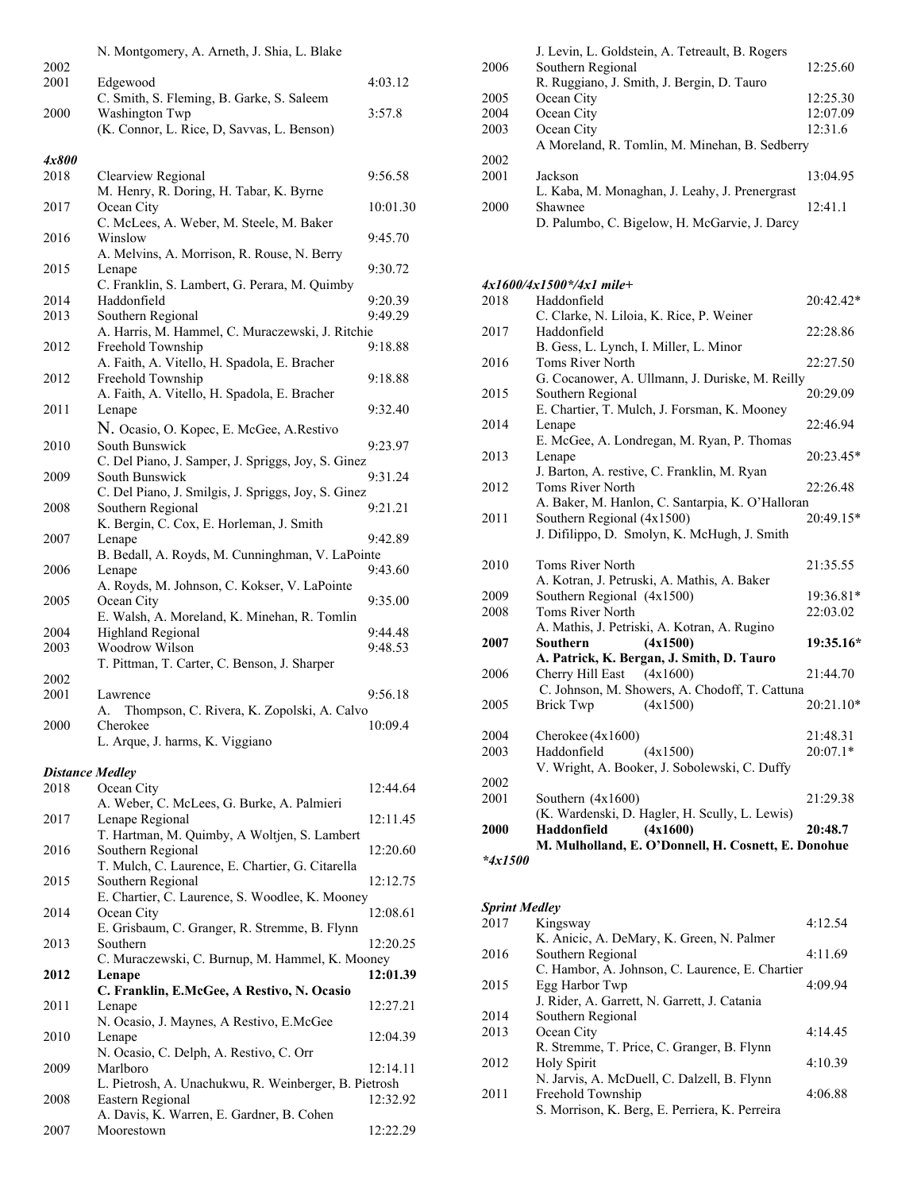N. Montgomery, A. Arneth, J. Shia, L. Blake

| Year | Team | Time |
|---|---|---|
| 2002 | | |
| 2001 | Edgewood | 4:03.12 |
| | C. Smith, S. Fleming, B. Garke, S. Saleem | |
| 2000 | Washington Twp | 3:57.8 |
| | (K. Connor, L. Rice, D, Savvas, L. Benson) | |

### *4x800*

| Year | Team | Time |
|---|---|---|
| 2018 | Clearview Regional | 9:56.58 |
| | M. Henry, R. Doring, H. Tabar, K. Byrne | |
| 2017 | Ocean City | 10:01.30 |
| | C. McLees, A. Weber, M. Steele, M. Baker | |
| 2016 | Winslow | 9:45.70 |
| | A. Melvins, A. Morrison, R. Rouse, N. Berry | |
| 2015 | Lenape | 9:30.72 |
| | C. Franklin, S. Lambert, G. Perara, M. Quimby | |
| 2014 | Haddonfield | 9:20.39 |
| 2013 | Southern Regional | 9:49.29 |
| | A. Harris, M. Hammel, C. Muraczewski, J. Ritchie | |
| 2012 | Freehold Township | 9:18.88 |
| | A. Faith, A. Vitello, H. Spadola, E. Bracher | |
| 2012 | Freehold Township | 9:18.88 |
| | A. Faith, A. Vitello, H. Spadola, E. Bracher | |
| 2011 | Lenape | 9:32.40 |
| | N. Ocasio, O. Kopec, E. McGee, A.Restivo | |
| 2010 | South Bunswick | 9:23.97 |
| | C. Del Piano, J. Samper, J. Spriggs, Joy, S. Ginez | |
| 2009 | South Bunswick | 9:31.24 |
| | C. Del Piano, J. Smilgis, J. Spriggs, Joy, S. Ginez | |
| 2008 | Southern Regional | 9:21.21 |
| | K. Bergin, C. Cox, E. Horleman, J. Smith | |
| 2007 | Lenape | 9:42.89 |
| | B. Bedall, A. Royds, M. Cunninghman, V. LaPointe | |
| 2006 | Lenape | 9:43.60 |
| | A. Royds, M. Johnson, C. Kokser, V. LaPointe | |
| 2005 | Ocean City | 9:35.00 |
| | E. Walsh, A. Moreland, K. Minehan, R. Tomlin | |
| 2004 | Highland Regional | 9:44.48 |
| 2003 | Woodrow Wilson | 9:48.53 |
| | T. Pittman, T. Carter, C. Benson, J. Sharper | |
| 2002 | | |
| 2001 | Lawrence | 9:56.18 |
| | A. Thompson, C. Rivera, K. Zopolski, A. Calvo | |
| 2000 | Cherokee | 10:09.4 |
| | L. Arque, J. harms, K. Viggiano | |

### *Distance Medley*

| Year | Team | Time |
|---|---|---|
| 2018 | Ocean City | 12:44.64 |
| | A. Weber, C. McLees, G. Burke, A. Palmieri | |
| 2017 | Lenape Regional | 12:11.45 |
| | T. Hartman, M. Quimby, A Woltjen, S. Lambert | |
| 2016 | Southern Regional | 12:20.60 |
| | T. Mulch, C. Laurence, E. Chartier, G. Citarella | |
| 2015 | Southern Regional | 12:12.75 |
| | E. Chartier, C. Laurence, S. Woodlee, K. Mooney | |
| 2014 | Ocean City | 12:08.61 |
| | E. Grisbaum, C. Granger, R. Stremme, B. Flynn | |
| 2013 | Southern | 12:20.25 |
| | C. Muraczewski, C. Burnup, M. Hammel, K. Mooney | |
| **2012** | **Lenape** | **12:01.39** |
| | **C. Franklin, E.McGee, A Restivo, N. Ocasio** | |
| 2011 | Lenape | 12:27.21 |
| | N. Ocasio, J. Maynes, A Restivo, E.McGee | |
| 2010 | Lenape | 12:04.39 |
| | N. Ocasio, C. Delph, A. Restivo, C. Orr | |
| 2009 | Marlboro | 12:14.11 |
| | L. Pietrosh, A. Unachukwu, R. Weinberger, B. Pietrosh | |
| 2008 | Eastern Regional | 12:32.92 |
| | A. Davis, K. Warren, E. Gardner, B. Cohen | |
| 2007 | Moorestown | 12:22.29 |
| | J. Levin, L. Goldstein, A. Tetreault, B. Rogers | |
| 2006 | Southern Regional | 12:25.60 |
| | R. Ruggiano, J. Smith, J. Bergin, D. Tauro | |
| 2005 | Ocean City | 12:25.30 |
| 2004 | Ocean City | 12:07.09 |
| 2003 | Ocean City | 12:31.6 |
| | A Moreland, R. Tomlin, M. Minehan, B. Sedberry | |
| 2002 | | |
| 2001 | Jackson | 13:04.95 |
| | L. Kaba, M. Monaghan, J. Leahy, J. Prenergrast | |
| 2000 | Shawnee | 12:41.1 |
| | D. Palumbo, C. Bigelow, H. McGarvie, J. Darcy | |

### *4x1600/4x1500*/4x1 mile+*

| Year | Team | Time |
|---|---|---|
| 2018 | Haddonfield | 20:42.42* |
| | C. Clarke, N. Liloia, K. Rice, P. Weiner | |
| 2017 | Haddonfield | 22:28.86 |
| | B. Gess, L. Lynch, I. Miller, L. Minor | |
| 2016 | Toms River North | 22:27.50 |
| | G. Cocanower, A. Ullmann, J. Duriske, M. Reilly | |
| 2015 | Southern Regional | 20:29.09 |
| | E. Chartier, T. Mulch, J. Forsman, K. Mooney | |
| 2014 | Lenape | 22:46.94 |
| | E. McGee, A. Londregan, M. Ryan, P. Thomas | |
| 2013 | Lenape | 20:23.45* |
| | J. Barton, A. restive, C. Franklin, M. Ryan | |
| 2012 | Toms River North | 22:26.48 |
| | A. Baker, M. Hanlon, C. Santarpia, K. O'Halloran | |
| 2011 | Southern Regional (4x1500) | 20:49.15* |
| | J. Difilippo, D. Smolyn, K. McHugh, J. Smith | |
| 2010 | Toms River North | 21:35.55 |
| | A. Kotran, J. Petruski, A. Mathis, A. Baker | |
| 2009 | Southern Regional (4x1500) | 19:36.81* |
| 2008 | Toms River North | 22:03.02 |
| | A. Mathis, J. Petriski, A. Kotran, A. Rugino | |
| **2007** | **Southern (4x1500)** | **19:35.16*** |
| | **A. Patrick, K. Bergan, J. Smith, D. Tauro** | |
| 2006 | Cherry Hill East (4x1600) | 21:44.70 |
| | C. Johnson, M. Showers, A. Chodoff, T. Cattuna | |
| 2005 | Brick Twp (4x1500) | 20:21.10* |
| 2004 | Cherokee (4x1600) | 21:48.31 |
| 2003 | Haddonfield (4x1500) | 20:07.1* |
| | V. Wright, A. Booker, J. Sobolewski, C. Duffy | |
| 2002 | | |
| 2001 | Southern (4x1600) | 21:29.38 |
| | (K. Wardenski, D. Hagler, H. Scully, L. Lewis) | |
| **2000** | **Haddonfield (4x1600)** | **20:48.7** |
| | **M. Mulholland, E. O'Donnell, H. Cosnett, E. Donohue** | |

**_*4x1500_**

### *Sprint Medley*

| Year | Team | Time |
|---|---|---|
| 2017 | Kingsway | 4:12.54 |
| | K. Anicic, A. DeMary, K. Green, N. Palmer | |
| 2016 | Southern Regional | 4:11.69 |
| | C. Hambor, A. Johnson, C. Laurence, E. Chartier | |
| 2015 | Egg Harbor Twp | 4:09.94 |
| | J. Rider, A. Garrett, N. Garrett, J. Catania | |
| 2014 | Southern Regional | |
| 2013 | Ocean City | 4:14.45 |
| | R. Stremme, T. Price, C. Granger, B. Flynn | |
| 2012 | Holy Spirit | 4:10.39 |
| | N. Jarvis, A. McDuell, C. Dalzell, B. Flynn | |
| 2011 | Freehold Township | 4:06.88 |
| | S. Morrison, K. Berg, E. Perriera, K. Perreira | |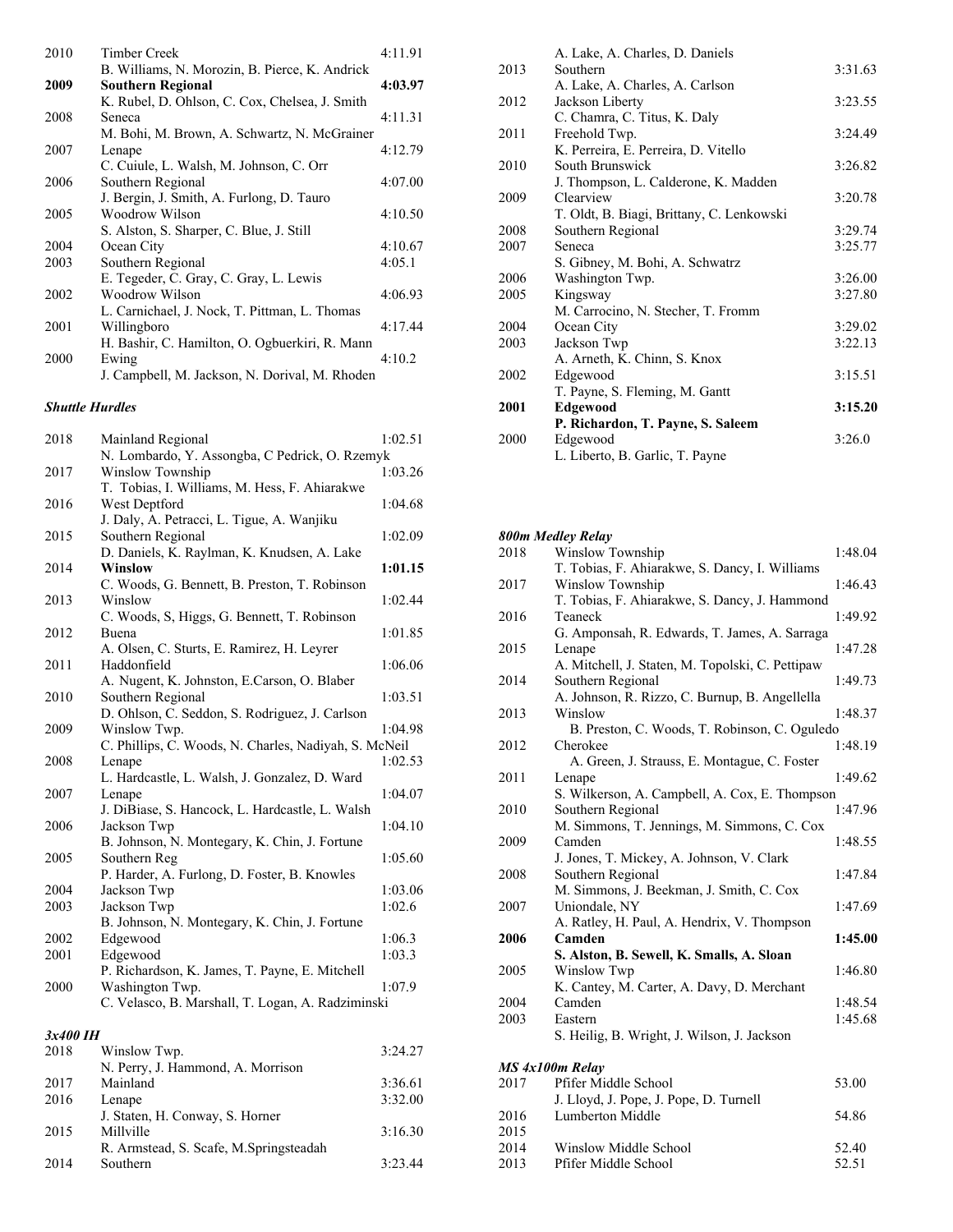| Year | Team | Time |
|---|---|---|
| 2010 | Timber Creek<br>B. Williams, N. Morozin, B. Pierce, K. Andrick | 4:11.91 |
| **2009** | **Southern Regional**<br>K. Rubel, D. Ohlson, C. Cox, Chelsea, J. Smith | **4:03.97** |
| 2008 | Seneca<br>M. Bohi, M. Brown, A. Schwartz, N. McGrainer | 4:11.31 |
| 2007 | Lenape<br>C. Cuiule, L. Walsh, M. Johnson, C. Orr | 4:12.79 |
| 2006 | Southern Regional<br>J. Bergin, J. Smith, A. Furlong, D. Tauro | 4:07.00 |
| 2005 | Woodrow Wilson<br>S. Alston, S. Sharper, C. Blue, J. Still | 4:10.50 |
| 2004 | Ocean City | 4:10.67 |
| 2003 | Southern Regional<br>E. Tegeder, C. Gray, C. Gray, L. Lewis | 4:05.1 |
| 2002 | Woodrow Wilson<br>L. Carnichael, J. Nock, T. Pittman, L. Thomas | 4:06.93 |
| 2001 | Willingboro<br>H. Bashir, C. Hamilton, O. Ogbuerkiri, R. Mann | 4:17.44 |
| 2000 | Ewing<br>J. Campbell, M. Jackson, N. Dorival, M. Rhoden | 4:10.2 |

### *Shuttle Hurdles*

| Year | Team | Time |
|---|---|---|
| 2018 | Mainland Regional<br>N. Lombardo, Y. Assongba, C Pedrick, O. Rzemyk | 1:02.51 |
| 2017 | Winslow Township<br>T. Tobias, I. Williams, M. Hess, F. Ahiarakwe | 1:03.26 |
| 2016 | West Deptford<br>J. Daly, A. Petracci, L. Tigue, A. Wanjiku | 1:04.68 |
| 2015 | Southern Regional<br>D. Daniels, K. Raylman, K. Knudsen, A. Lake | 1:02.09 |
| **2014** | **Winslow**<br>C. Woods, G. Bennett, B. Preston, T. Robinson | **1:01.15** |
| 2013 | Winslow<br>C. Woods, S, Higgs, G. Bennett, T. Robinson | 1:02.44 |
| 2012 | Buena<br>A. Olsen, C. Sturts, E. Ramirez, H. Leyrer | 1:01.85 |
| 2011 | Haddonfield<br>A. Nugent, K. Johnston, E.Carson, O. Blaber | 1:06.06 |
| 2010 | Southern Regional<br>D. Ohlson, C. Seddon, S. Rodriguez, J. Carlson | 1:03.51 |
| 2009 | Winslow Twp.<br>C. Phillips, C. Woods, N. Charles, Nadiyah, S. McNeil | 1:04.98 |
| 2008 | Lenape<br>L. Hardcastle, L. Walsh, J. Gonzalez, D. Ward | 1:02.53 |
| 2007 | Lenape<br>J. DiBiase, S. Hancock, L. Hardcastle, L. Walsh | 1:04.07 |
| 2006 | Jackson Twp<br>B. Johnson, N. Montegary, K. Chin, J. Fortune | 1:04.10 |
| 2005 | Southern Reg<br>P. Harder, A. Furlong, D. Foster, B. Knowles | 1:05.60 |
| 2004 | Jackson Twp | 1:03.06 |
| 2003 | Jackson Twp<br>B. Johnson, N. Montegary, K. Chin, J. Fortune | 1:02.6 |
| 2002 | Edgewood | 1:06.3 |
| 2001 | Edgewood<br>P. Richardson, K. James, T. Payne, E. Mitchell | 1:03.3 |
| 2000 | Washington Twp.<br>C. Velasco, B. Marshall, T. Logan, A. Radziminski | 1:07.9 |

### *3x400 IH*

| Year | Team | Time |
|---|---|---|
| 2018 | Winslow Twp.<br>N. Perry, J. Hammond, A. Morrison | 3:24.27 |
| 2017 | Mainland | 3:36.61 |
| 2016 | Lenape<br>J. Staten, H. Conway, S. Horner | 3:32.00 |
| 2015 | Millville<br>R. Armstead, S. Scafe, M.Springsteadah | 3:16.30 |
| 2014 | Southern<br>A. Lake, A. Charles, D. Daniels | 3:23.44 |
| 2013 | Southern<br>A. Lake, A. Charles, A. Carlson | 3:31.63 |
| 2012 | Jackson Liberty<br>C. Chamra, C. Titus, K. Daly | 3:23.55 |
| 2011 | Freehold Twp.<br>K. Perreira, E. Perreira, D. Vitello | 3:24.49 |
| 2010 | South Brunswick<br>J. Thompson, L. Calderone, K. Madden | 3:26.82 |
| 2009 | Clearview<br>T. Oldt, B. Biagi, Brittany, C. Lenkowski | 3:20.78 |
| 2008 | Southern Regional | 3:29.74 |
| 2007 | Seneca<br>S. Gibney, M. Bohi, A. Schwatrz | 3:25.77 |
| 2006 | Washington Twp. | 3:26.00 |
| 2005 | Kingsway<br>M. Carrocino, N. Stecher, T. Fromm | 3:27.80 |
| 2004 | Ocean City | 3:29.02 |
| 2003 | Jackson Twp<br>A. Arneth, K. Chinn, S. Knox | 3:22.13 |
| 2002 | Edgewood<br>T. Payne, S. Fleming, M. Gantt | 3:15.51 |
| **2001** | **Edgewood**<br>**P. Richardon, T. Payne, S. Saleem** | **3:15.20** |
| 2000 | Edgewood<br>L. Liberto, B. Garlic, T. Payne | 3:26.0 |

### *800m Medley Relay*

| Year | Team | Time |
|---|---|---|
| 2018 | Winslow Township<br>T. Tobias, F. Ahiarakwe, S. Dancy, I. Williams | 1:48.04 |
| 2017 | Winslow Township<br>T. Tobias, F. Ahiarakwe, S. Dancy, J. Hammond | 1:46.43 |
| 2016 | Teaneck<br>G. Amponsah, R. Edwards, T. James, A. Sarraga | 1:49.92 |
| 2015 | Lenape<br>A. Mitchell, J. Staten, M. Topolski, C. Pettipaw | 1:47.28 |
| 2014 | Southern Regional<br>A. Johnson, R. Rizzo, C. Burnup, B. Angellella | 1:49.73 |
| 2013 | Winslow<br>B. Preston, C. Woods, T. Robinson, C. Oguledo | 1:48.37 |
| 2012 | Cherokee<br>A. Green, J. Strauss, E. Montague, C. Foster | 1:48.19 |
| 2011 | Lenape<br>S. Wilkerson, A. Campbell, A. Cox, E. Thompson | 1:49.62 |
| 2010 | Southern Regional<br>M. Simmons, T. Jennings, M. Simmons, C. Cox | 1:47.96 |
| 2009 | Camden<br>J. Jones, T. Mickey, A. Johnson, V. Clark | 1:48.55 |
| 2008 | Southern Regional<br>M. Simmons, J. Beekman, J. Smith, C. Cox | 1:47.84 |
| 2007 | Uniondale, NY<br>A. Ratley, H. Paul, A. Hendrix, V. Thompson | 1:47.69 |
| **2006** | **Camden**<br>**S. Alston, B. Sewell, K. Smalls, A. Sloan** | **1:45.00** |
| 2005 | Winslow Twp<br>K. Cantey, M. Carter, A. Davy, D. Merchant | 1:46.80 |
| 2004 | Camden | 1:48.54 |
| 2003 | Eastern<br>S. Heilig, B. Wright, J. Wilson, J. Jackson | 1:45.68 |

### *MS 4x100m Relay*

| Year | Team | Time |
|---|---|---|
| 2017 | Pfifer Middle School<br>J. Lloyd, J. Pope, J. Pope, D. Turnell | 53.00 |
| 2016 | Lumberton Middle | 54.86 |
| 2015 | | |
| 2014 | Winslow Middle School | 52.40 |
| 2013 | Pfifer Middle School | 52.51 |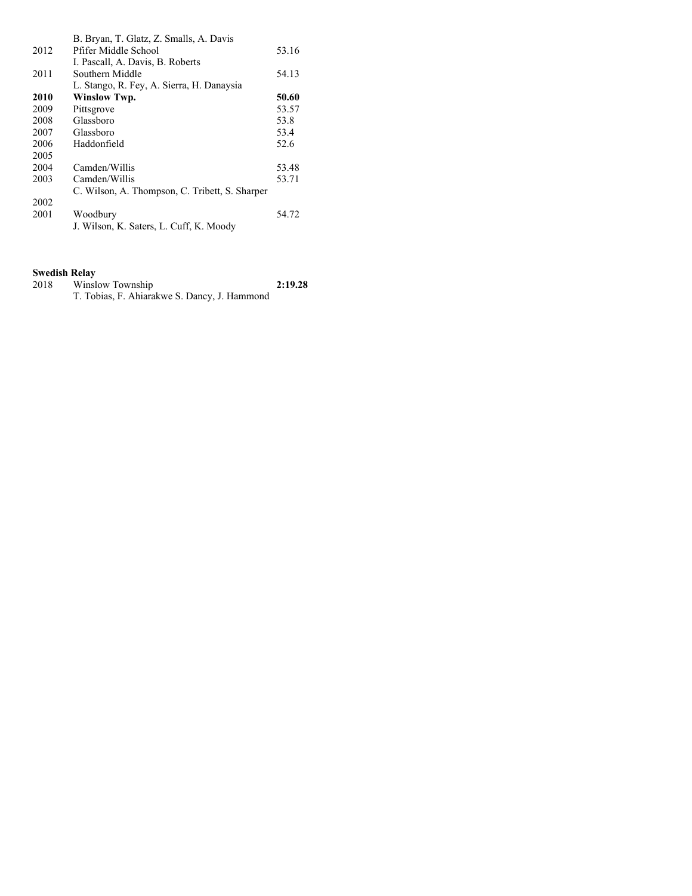| | | |
|---|---|---|
| | B. Bryan, T. Glatz, Z. Smalls, A. Davis | |
| 2012 | Pfifer Middle School | 53.16 |
| | I. Pascall, A. Davis, B. Roberts | |
| 2011 | Southern Middle | 54.13 |
| | L. Stango, R. Fey, A. Sierra, H. Danaysia | |
| **2010** | **Winslow Twp.** | **50.60** |
| 2009 | Pittsgrove | 53.57 |
| 2008 | Glassboro | 53.8 |
| 2007 | Glassboro | 53.4 |
| 2006 | Haddonfield | 52.6 |
| 2005 | | |
| 2004 | Camden/Willis | 53.48 |
| 2003 | Camden/Willis | 53.71 |
| | C. Wilson, A. Thompson, C. Tribett, S. Sharper | |
| 2002 | | |
| 2001 | Woodbury | 54.72 |
| | J. Wilson, K. Saters, L. Cuff, K. Moody | |

**Swedish Relay**

| | | |
|---|---|---|
| 2018 | Winslow Township | **2:19.28** |
| | T. Tobias, F. Ahiarakwe S. Dancy, J. Hammond | |